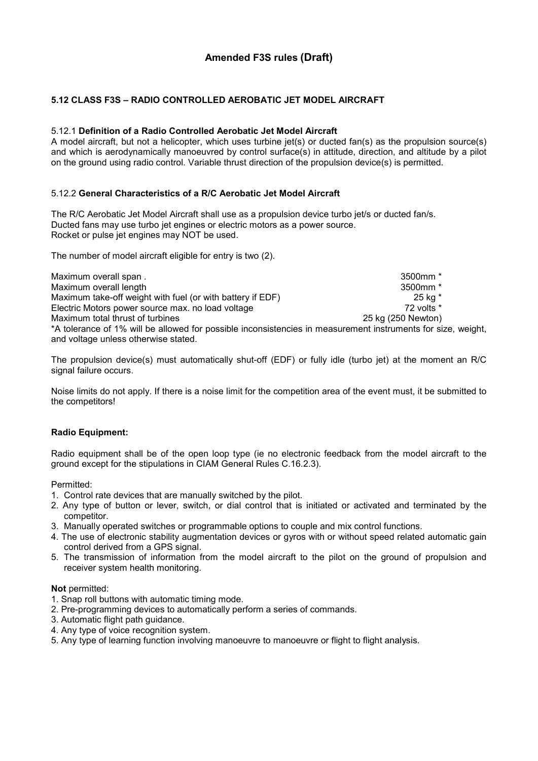# Amended F3S rules (Draft)

## 5.12 CLASS F3S – RADIO CONTROLLED AEROBATIC JET MODEL AIRCRAFT

### 5.12.1 **Definition of a Radio Controlled Aerobatic Jet Model Aircraft**

A model aircraft, but not a helicopter, which uses turbine jet(s) or ducted fan(s) as the propulsion source(s) and which is aerodynamically manoeuvred by control surface(s) in attitude, direction, and altitude by a pilot on the ground using radio control. Variable thrust direction of the propulsion device(s) is permitted.

### 5.12.2 **General Characteristics of a R/C Aerobatic Jet Model Aircraft**

The R/C Aerobatic Jet Model Aircraft shall use as a propulsion device turbo jet/s or ducted fan/s.
Ducted fans may use turbo jet engines or electric motors as a power source.
Rocket or pulse jet engines may NOT be used.

The number of model aircraft eligible for entry is two (2).

| | |
|---|---|
| Maximum overall span . | 3500mm * |
| Maximum overall length | 3500mm * |
| Maximum take-off weight with fuel (or with battery if EDF) | 25 kg * |
| Electric Motors power source max. no load voltage | 72 volts * |
| Maximum total thrust of turbines | 25 kg (250 Newton) |

*A tolerance of 1% will be allowed for possible inconsistencies in measurement instruments for size, weight, and voltage unless otherwise stated.

The propulsion device(s) must automatically shut-off (EDF) or fully idle (turbo jet) at the moment an R/C signal failure occurs.

Noise limits do not apply. If there is a noise limit for the competition area of the event must, it be submitted to the competitors!

**Radio Equipment:**

Radio equipment shall be of the open loop type (ie no electronic feedback from the model aircraft to the ground except for the stipulations in CIAM General Rules C.16.2.3).

Permitted:

1. Control rate devices that are manually switched by the pilot.
2. Any type of button or lever, switch, or dial control that is initiated or activated and terminated by the competitor.
3. Manually operated switches or programmable options to couple and mix control functions.
4. The use of electronic stability augmentation devices or gyros with or without speed related automatic gain control derived from a GPS signal.
5. The transmission of information from the model aircraft to the pilot on the ground of propulsion and receiver system health monitoring.

**Not** permitted:

1. Snap roll buttons with automatic timing mode.
2. Pre-programming devices to automatically perform a series of commands.
3. Automatic flight path guidance.
4. Any type of voice recognition system.
5. Any type of learning function involving manoeuvre to manoeuvre or flight to flight analysis.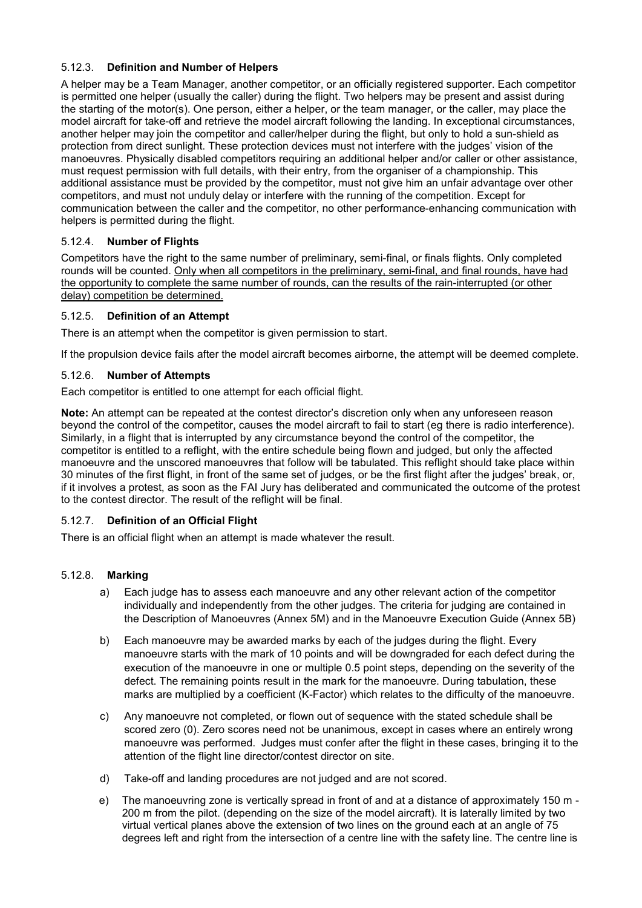### 5.12.3. **Definition and Number of Helpers**

A helper may be a Team Manager, another competitor, or an officially registered supporter. Each competitor is permitted one helper (usually the caller) during the flight. Two helpers may be present and assist during the starting of the motor(s). One person, either a helper, or the team manager, or the caller, may place the model aircraft for take-off and retrieve the model aircraft following the landing. In exceptional circumstances, another helper may join the competitor and caller/helper during the flight, but only to hold a sun-shield as protection from direct sunlight. These protection devices must not interfere with the judges' vision of the manoeuvres. Physically disabled competitors requiring an additional helper and/or caller or other assistance, must request permission with full details, with their entry, from the organiser of a championship. This additional assistance must be provided by the competitor, must not give him an unfair advantage over other competitors, and must not unduly delay or interfere with the running of the competition. Except for communication between the caller and the competitor, no other performance-enhancing communication with helpers is permitted during the flight.

### 5.12.4. **Number of Flights**

Competitors have the right to the same number of preliminary, semi-final, or finals flights. Only completed rounds will be counted. <u>Only when all competitors in the preliminary, semi-final, and final rounds, have had the opportunity to complete the same number of rounds, can the results of the rain-interrupted (or other delay) competition be determined.</u>

### 5.12.5. **Definition of an Attempt**

There is an attempt when the competitor is given permission to start.

If the propulsion device fails after the model aircraft becomes airborne, the attempt will be deemed complete.

### 5.12.6. **Number of Attempts**

Each competitor is entitled to one attempt for each official flight.

**Note:** An attempt can be repeated at the contest director's discretion only when any unforeseen reason beyond the control of the competitor, causes the model aircraft to fail to start (eg there is radio interference). Similarly, in a flight that is interrupted by any circumstance beyond the control of the competitor, the competitor is entitled to a reflight, with the entire schedule being flown and judged, but only the affected manoeuvre and the unscored manoeuvres that follow will be tabulated. This reflight should take place within 30 minutes of the first flight, in front of the same set of judges, or be the first flight after the judges' break, or, if it involves a protest, as soon as the FAI Jury has deliberated and communicated the outcome of the protest to the contest director. The result of the reflight will be final.

### 5.12.7. **Definition of an Official Flight**

There is an official flight when an attempt is made whatever the result.

### 5.12.8. **Marking**

a) Each judge has to assess each manoeuvre and any other relevant action of the competitor individually and independently from the other judges. The criteria for judging are contained in the Description of Manoeuvres (Annex 5M) and in the Manoeuvre Execution Guide (Annex 5B)

b) Each manoeuvre may be awarded marks by each of the judges during the flight. Every manoeuvre starts with the mark of 10 points and will be downgraded for each defect during the execution of the manoeuvre in one or multiple 0.5 point steps, depending on the severity of the defect. The remaining points result in the mark for the manoeuvre. During tabulation, these marks are multiplied by a coefficient (K-Factor) which relates to the difficulty of the manoeuvre.

c) Any manoeuvre not completed, or flown out of sequence with the stated schedule shall be scored zero (0). Zero scores need not be unanimous, except in cases where an entirely wrong manoeuvre was performed. Judges must confer after the flight in these cases, bringing it to the attention of the flight line director/contest director on site.

d) Take-off and landing procedures are not judged and are not scored.

e) The manoeuvring zone is vertically spread in front of and at a distance of approximately 150 m - 200 m from the pilot. (depending on the size of the model aircraft). It is laterally limited by two virtual vertical planes above the extension of two lines on the ground each at an angle of 75 degrees left and right from the intersection of a centre line with the safety line. The centre line is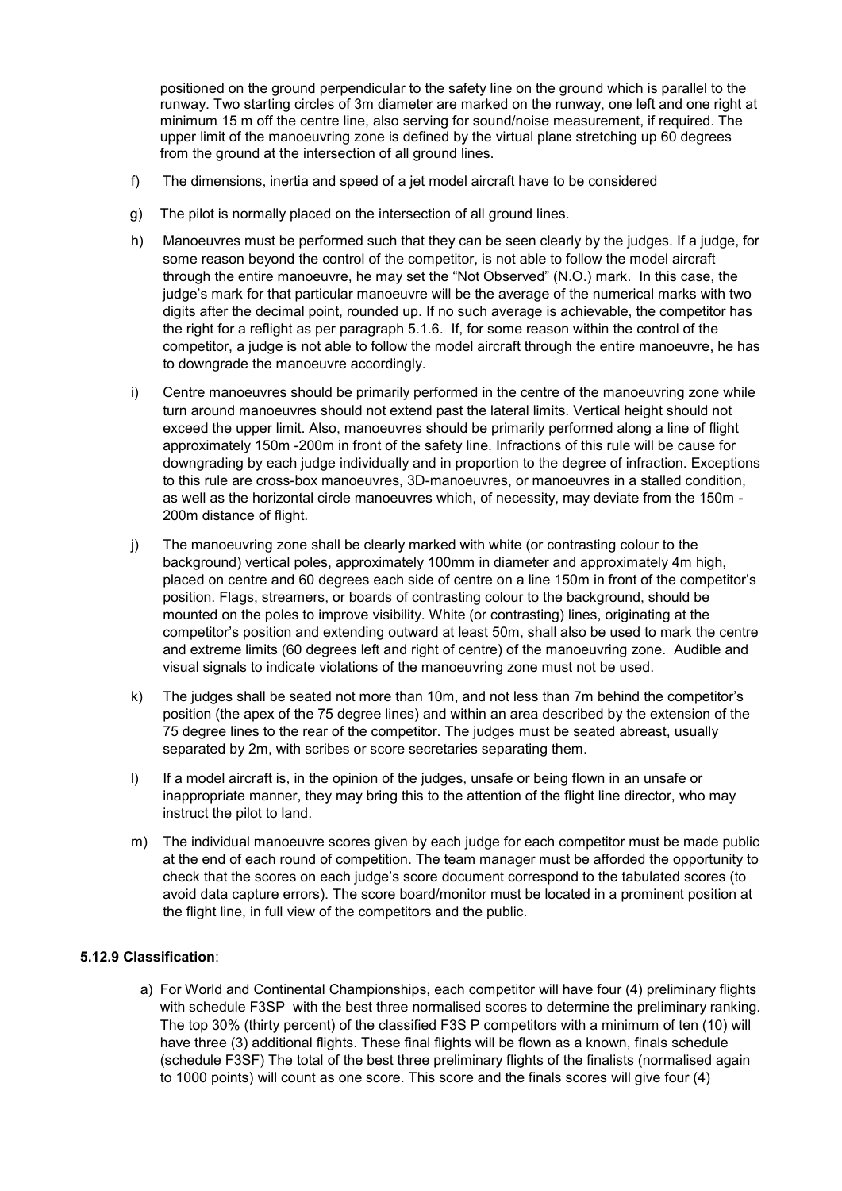positioned on the ground perpendicular to the safety line on the ground which is parallel to the runway. Two starting circles of 3m diameter are marked on the runway, one left and one right at minimum 15 m off the centre line, also serving for sound/noise measurement, if required. The upper limit of the manoeuvring zone is defined by the virtual plane stretching up 60 degrees from the ground at the intersection of all ground lines.

f) The dimensions, inertia and speed of a jet model aircraft have to be considered

g) The pilot is normally placed on the intersection of all ground lines.

h) Manoeuvres must be performed such that they can be seen clearly by the judges. If a judge, for some reason beyond the control of the competitor, is not able to follow the model aircraft through the entire manoeuvre, he may set the "Not Observed" (N.O.) mark. In this case, the judge's mark for that particular manoeuvre will be the average of the numerical marks with two digits after the decimal point, rounded up. If no such average is achievable, the competitor has the right for a reflight as per paragraph 5.1.6. If, for some reason within the control of the competitor, a judge is not able to follow the model aircraft through the entire manoeuvre, he has to downgrade the manoeuvre accordingly.

i) Centre manoeuvres should be primarily performed in the centre of the manoeuvring zone while turn around manoeuvres should not extend past the lateral limits. Vertical height should not exceed the upper limit. Also, manoeuvres should be primarily performed along a line of flight approximately 150m -200m in front of the safety line. Infractions of this rule will be cause for downgrading by each judge individually and in proportion to the degree of infraction. Exceptions to this rule are cross-box manoeuvres, 3D-manoeuvres, or manoeuvres in a stalled condition, as well as the horizontal circle manoeuvres which, of necessity, may deviate from the 150m - 200m distance of flight.

j) The manoeuvring zone shall be clearly marked with white (or contrasting colour to the background) vertical poles, approximately 100mm in diameter and approximately 4m high, placed on centre and 60 degrees each side of centre on a line 150m in front of the competitor's position. Flags, streamers, or boards of contrasting colour to the background, should be mounted on the poles to improve visibility. White (or contrasting) lines, originating at the competitor's position and extending outward at least 50m, shall also be used to mark the centre and extreme limits (60 degrees left and right of centre) of the manoeuvring zone. Audible and visual signals to indicate violations of the manoeuvring zone must not be used.

k) The judges shall be seated not more than 10m, and not less than 7m behind the competitor's position (the apex of the 75 degree lines) and within an area described by the extension of the 75 degree lines to the rear of the competitor. The judges must be seated abreast, usually separated by 2m, with scribes or score secretaries separating them.

l) If a model aircraft is, in the opinion of the judges, unsafe or being flown in an unsafe or inappropriate manner, they may bring this to the attention of the flight line director, who may instruct the pilot to land.

m) The individual manoeuvre scores given by each judge for each competitor must be made public at the end of each round of competition. The team manager must be afforded the opportunity to check that the scores on each judge's score document correspond to the tabulated scores (to avoid data capture errors). The score board/monitor must be located in a prominent position at the flight line, in full view of the competitors and the public.

**5.12.9 Classification**:

a) For World and Continental Championships, each competitor will have four (4) preliminary flights with schedule F3SP with the best three normalised scores to determine the preliminary ranking. The top 30% (thirty percent) of the classified F3S P competitors with a minimum of ten (10) will have three (3) additional flights. These final flights will be flown as a known, finals schedule (schedule F3SF) The total of the best three preliminary flights of the finalists (normalised again to 1000 points) will count as one score. This score and the finals scores will give four (4)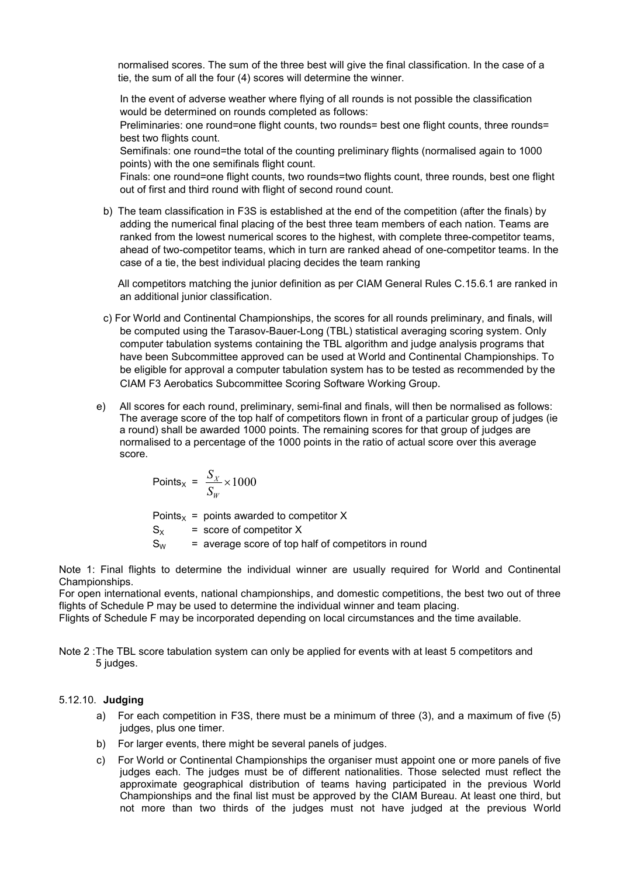normalised scores. The sum of the three best will give the final classification. In the case of a tie, the sum of all the four (4) scores will determine the winner.

In the event of adverse weather where flying of all rounds is not possible the classification would be determined on rounds completed as follows:

Preliminaries: one round=one flight counts, two rounds= best one flight counts, three rounds= best two flights count.

Semifinals: one round=the total of the counting preliminary flights (normalised again to 1000 points) with the one semifinals flight count.

Finals: one round=one flight counts, two rounds=two flights count, three rounds, best one flight out of first and third round with flight of second round count.

b) The team classification in F3S is established at the end of the competition (after the finals) by adding the numerical final placing of the best three team members of each nation. Teams are ranked from the lowest numerical scores to the highest, with complete three-competitor teams, ahead of two-competitor teams, which in turn are ranked ahead of one-competitor teams. In the case of a tie, the best individual placing decides the team ranking

All competitors matching the junior definition as per CIAM General Rules C.15.6.1 are ranked in an additional junior classification.

c) For World and Continental Championships, the scores for all rounds preliminary, and finals, will be computed using the Tarasov-Bauer-Long (TBL) statistical averaging scoring system. Only computer tabulation systems containing the TBL algorithm and judge analysis programs that have been Subcommittee approved can be used at World and Continental Championships. To be eligible for approval a computer tabulation system has to be tested as recommended by the CIAM F3 Aerobatics Subcommittee Scoring Software Working Group.

e) All scores for each round, preliminary, semi-final and finals, will then be normalised as follows: The average score of the top half of competitors flown in front of a particular group of judges (ie a round) shall be awarded 1000 points. The remaining scores for that group of judges are normalised to a percentage of the 1000 points in the ratio of actual score over this average score.

$$\text{Points}_X = \frac{S_X}{S_W} \times 1000$$

$\text{Points}_X$ = points awarded to competitor X

$S_X$ = score of competitor X

$S_W$ = average score of top half of competitors in round

Note 1: Final flights to determine the individual winner are usually required for World and Continental Championships.

For open international events, national championships, and domestic competitions, the best two out of three flights of Schedule P may be used to determine the individual winner and team placing.

Flights of Schedule F may be incorporated depending on local circumstances and the time available.

Note 2 : The TBL score tabulation system can only be applied for events with at least 5 competitors and 5 judges.

### 5.12.10. **Judging**

a) For each competition in F3S, there must be a minimum of three (3), and a maximum of five (5) judges, plus one timer.

b) For larger events, there might be several panels of judges.

c) For World or Continental Championships the organiser must appoint one or more panels of five judges each. The judges must be of different nationalities. Those selected must reflect the approximate geographical distribution of teams having participated in the previous World Championships and the final list must be approved by the CIAM Bureau. At least one third, but not more than two thirds of the judges must not have judged at the previous World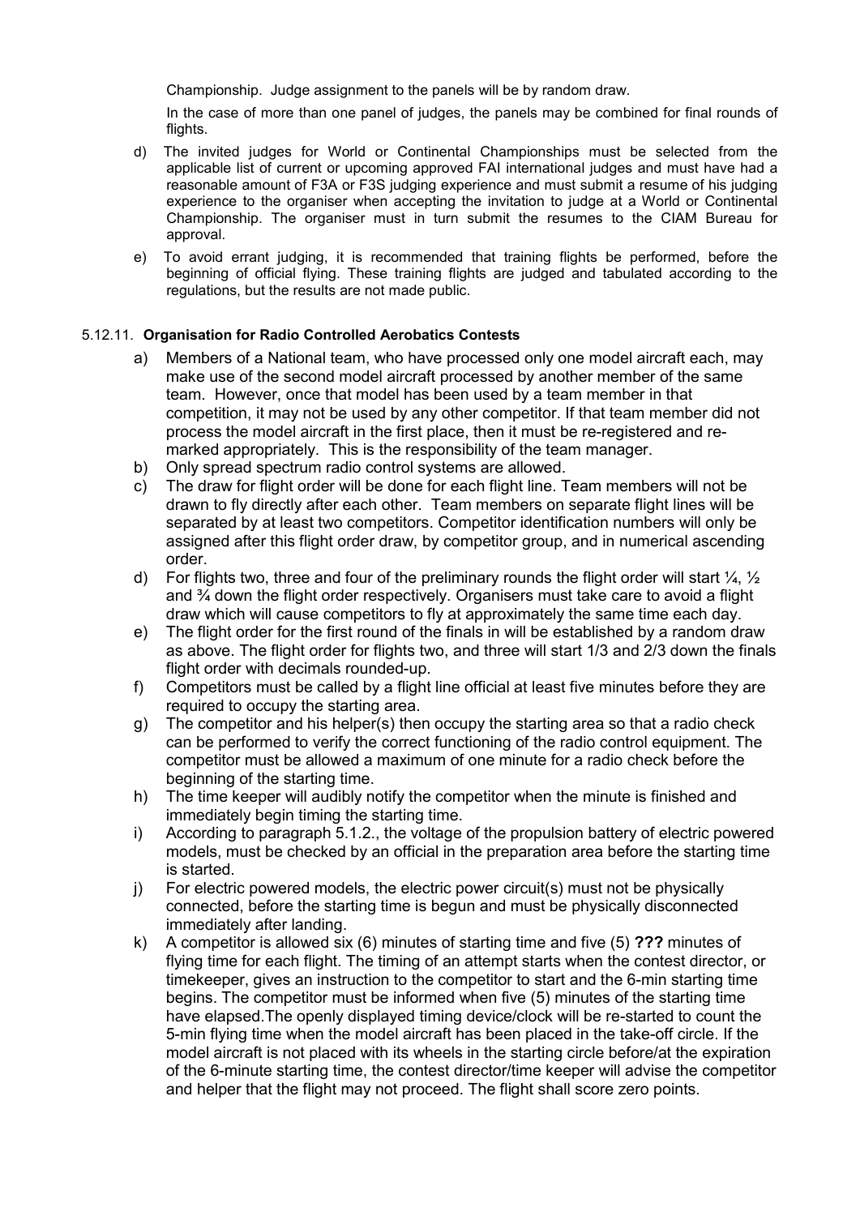Championship. Judge assignment to the panels will be by random draw.

In the case of more than one panel of judges, the panels may be combined for final rounds of flights.

d) The invited judges for World or Continental Championships must be selected from the applicable list of current or upcoming approved FAI international judges and must have had a reasonable amount of F3A or F3S judging experience and must submit a resume of his judging experience to the organiser when accepting the invitation to judge at a World or Continental Championship. The organiser must in turn submit the resumes to the CIAM Bureau for approval.

e) To avoid errant judging, it is recommended that training flights be performed, before the beginning of official flying. These training flights are judged and tabulated according to the regulations, but the results are not made public.

5.12.11. **Organisation for Radio Controlled Aerobatics Contests**

a) Members of a National team, who have processed only one model aircraft each, may make use of the second model aircraft processed by another member of the same team. However, once that model has been used by a team member in that competition, it may not be used by any other competitor. If that team member did not process the model aircraft in the first place, then it must be re-registered and re-marked appropriately. This is the responsibility of the team manager.

b) Only spread spectrum radio control systems are allowed.

c) The draw for flight order will be done for each flight line. Team members will not be drawn to fly directly after each other. Team members on separate flight lines will be separated by at least two competitors. Competitor identification numbers will only be assigned after this flight order draw, by competitor group, and in numerical ascending order.

d) For flights two, three and four of the preliminary rounds the flight order will start ¼, ½ and ¾ down the flight order respectively. Organisers must take care to avoid a flight draw which will cause competitors to fly at approximately the same time each day.

e) The flight order for the first round of the finals in will be established by a random draw as above. The flight order for flights two, and three will start 1/3 and 2/3 down the finals flight order with decimals rounded-up.

f) Competitors must be called by a flight line official at least five minutes before they are required to occupy the starting area.

g) The competitor and his helper(s) then occupy the starting area so that a radio check can be performed to verify the correct functioning of the radio control equipment. The competitor must be allowed a maximum of one minute for a radio check before the beginning of the starting time.

h) The time keeper will audibly notify the competitor when the minute is finished and immediately begin timing the starting time.

i) According to paragraph 5.1.2., the voltage of the propulsion battery of electric powered models, must be checked by an official in the preparation area before the starting time is started.

j) For electric powered models, the electric power circuit(s) must not be physically connected, before the starting time is begun and must be physically disconnected immediately after landing.

k) A competitor is allowed six (6) minutes of starting time and five (5) **???** minutes of flying time for each flight. The timing of an attempt starts when the contest director, or timekeeper, gives an instruction to the competitor to start and the 6-min starting time begins. The competitor must be informed when five (5) minutes of the starting time have elapsed.The openly displayed timing device/clock will be re-started to count the 5-min flying time when the model aircraft has been placed in the take-off circle. If the model aircraft is not placed with its wheels in the starting circle before/at the expiration of the 6-minute starting time, the contest director/time keeper will advise the competitor and helper that the flight may not proceed. The flight shall score zero points.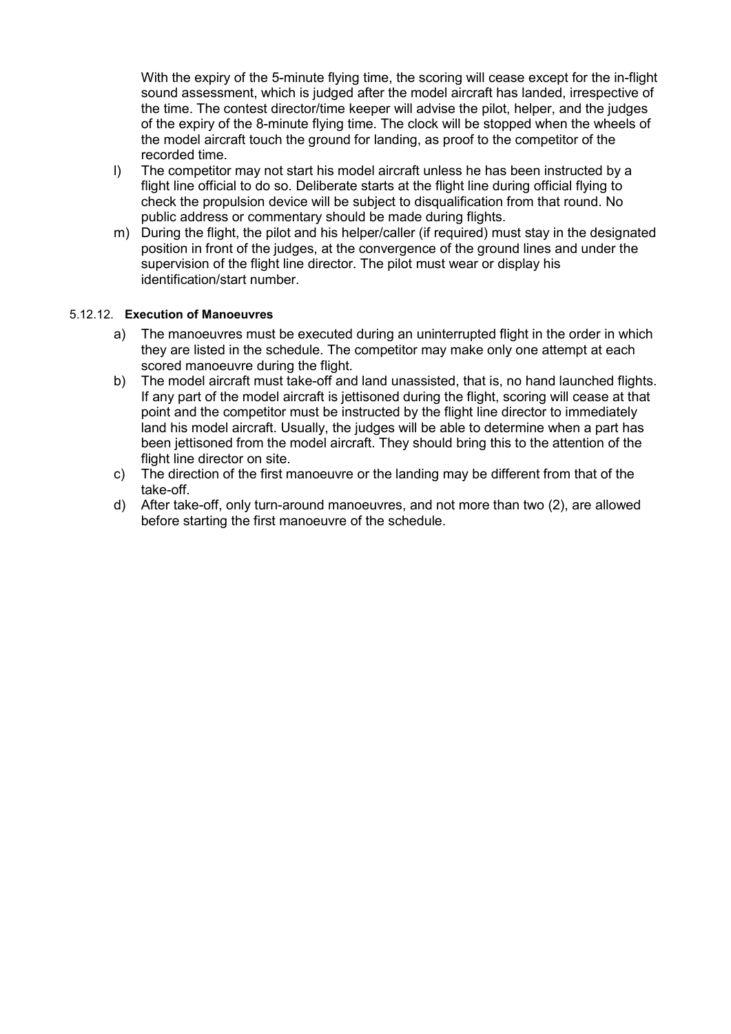With the expiry of the 5-minute flying time, the scoring will cease except for the in-flight sound assessment, which is judged after the model aircraft has landed, irrespective of the time. The contest director/time keeper will advise the pilot, helper, and the judges of the expiry of the 8-minute flying time. The clock will be stopped when the wheels of the model aircraft touch the ground for landing, as proof to the competitor of the recorded time.

l) The competitor may not start his model aircraft unless he has been instructed by a flight line official to do so. Deliberate starts at the flight line during official flying to check the propulsion device will be subject to disqualification from that round. No public address or commentary should be made during flights.

m) During the flight, the pilot and his helper/caller (if required) must stay in the designated position in front of the judges, at the convergence of the ground lines and under the supervision of the flight line director. The pilot must wear or display his identification/start number.

5.12.12. **Execution of Manoeuvres**

a) The manoeuvres must be executed during an uninterrupted flight in the order in which they are listed in the schedule. The competitor may make only one attempt at each scored manoeuvre during the flight.

b) The model aircraft must take-off and land unassisted, that is, no hand launched flights. If any part of the model aircraft is jettisoned during the flight, scoring will cease at that point and the competitor must be instructed by the flight line director to immediately land his model aircraft. Usually, the judges will be able to determine when a part has been jettisoned from the model aircraft. They should bring this to the attention of the flight line director on site.

c) The direction of the first manoeuvre or the landing may be different from that of the take-off.

d) After take-off, only turn-around manoeuvres, and not more than two (2), are allowed before starting the first manoeuvre of the schedule.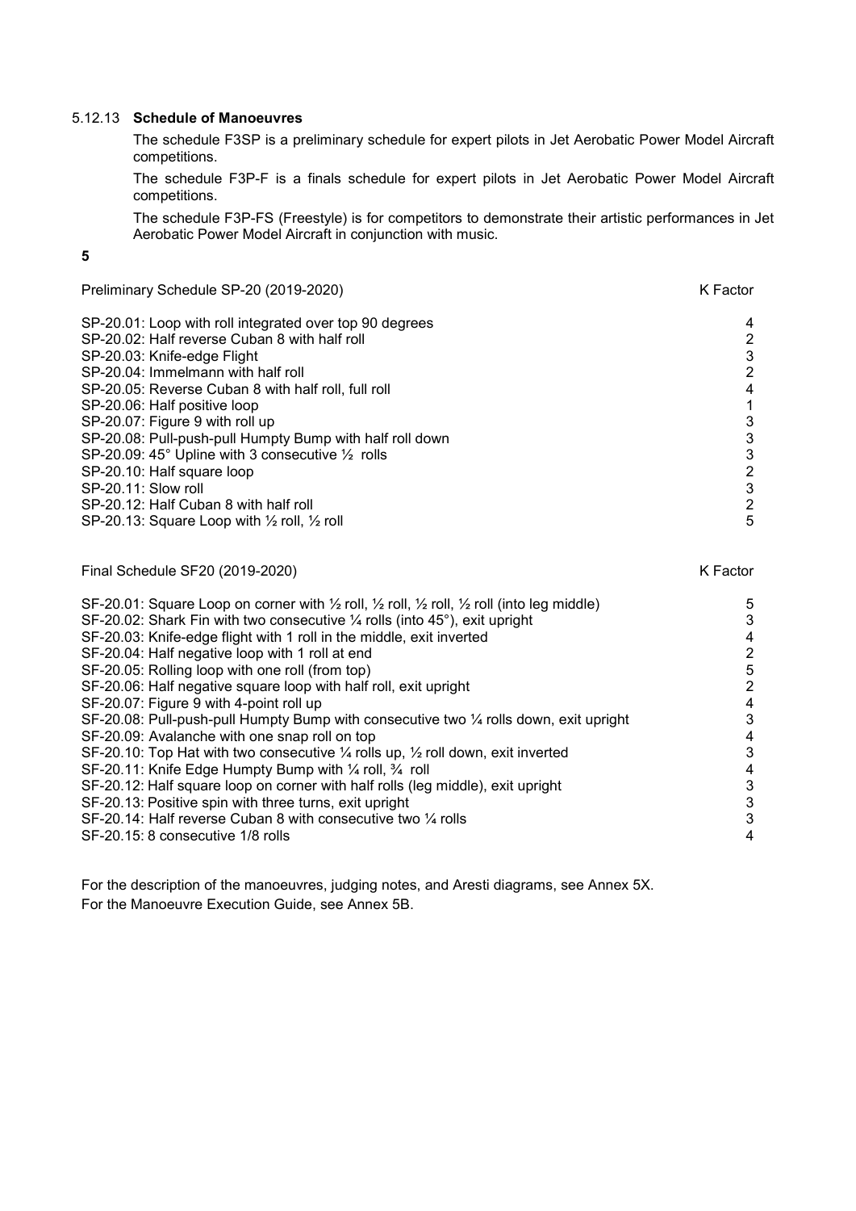### 5.12.13 **Schedule of Manoeuvres**

The schedule F3SP is a preliminary schedule for expert pilots in Jet Aerobatic Power Model Aircraft competitions.

The schedule F3P-F is a finals schedule for expert pilots in Jet Aerobatic Power Model Aircraft competitions.

The schedule F3P-FS (Freestyle) is for competitors to demonstrate their artistic performances in Jet Aerobatic Power Model Aircraft in conjunction with music.

**5**

| Preliminary Schedule SP-20 (2019-2020) | K Factor |
|---|---|
| SP-20.01: Loop with roll integrated over top 90 degrees | 4 |
| SP-20.02: Half reverse Cuban 8 with half roll | 2 |
| SP-20.03: Knife-edge Flight | 3 |
| SP-20.04: Immelmann with half roll | 2 |
| SP-20.05: Reverse Cuban 8 with half roll, full roll | 4 |
| SP-20.06: Half positive loop | 1 |
| SP-20.07: Figure 9 with roll up | 3 |
| SP-20.08: Pull-push-pull Humpty Bump with half roll down | 3 |
| SP-20.09: 45° Upline with 3 consecutive ½ rolls | 3 |
| SP-20.10: Half square loop | 2 |
| SP-20.11: Slow roll | 3 |
| SP-20.12: Half Cuban 8 with half roll | 2 |
| SP-20.13: Square Loop with ½ roll, ½ roll | 5 |

| Final Schedule SF20 (2019-2020) | K Factor |
|---|---|
| SF-20.01: Square Loop on corner with ½ roll, ½ roll, ½ roll, ½ roll (into leg middle) | 5 |
| SF-20.02: Shark Fin with two consecutive ¼ rolls (into 45°), exit upright | 3 |
| SF-20.03: Knife-edge flight with 1 roll in the middle, exit inverted | 4 |
| SF-20.04: Half negative loop with 1 roll at end | 2 |
| SF-20.05: Rolling loop with one roll (from top) | 5 |
| SF-20.06: Half negative square loop with half roll, exit upright | 2 |
| SF-20.07: Figure 9 with 4-point roll up | 4 |
| SF-20.08: Pull-push-pull Humpty Bump with consecutive two ¼ rolls down, exit upright | 3 |
| SF-20.09: Avalanche with one snap roll on top | 4 |
| SF-20.10: Top Hat with two consecutive ¼ rolls up, ½ roll down, exit inverted | 3 |
| SF-20.11: Knife Edge Humpty Bump with ¼ roll, ¾ roll | 4 |
| SF-20.12: Half square loop on corner with half rolls (leg middle), exit upright | 3 |
| SF-20.13: Positive spin with three turns, exit upright | 3 |
| SF-20.14: Half reverse Cuban 8 with consecutive two ¼ rolls | 3 |
| SF-20.15: 8 consecutive 1/8 rolls | 4 |

For the description of the manoeuvres, judging notes, and Aresti diagrams, see Annex 5X.

For the Manoeuvre Execution Guide, see Annex 5B.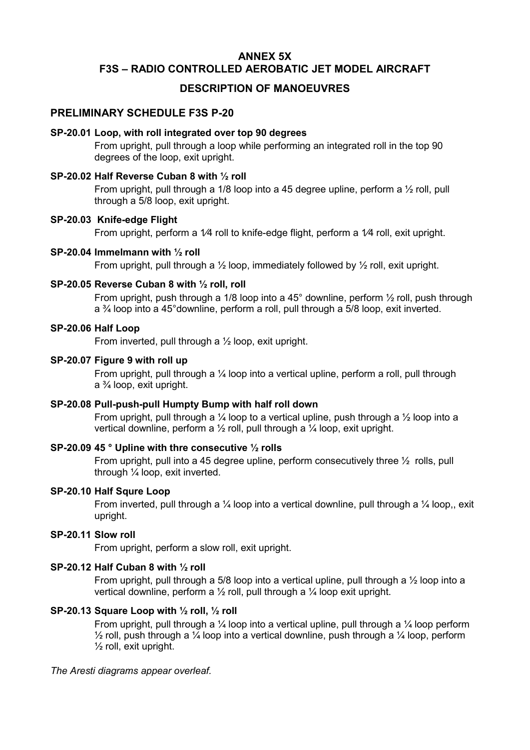**ANNEX 5X**
**F3S – RADIO CONTROLLED AEROBATIC JET MODEL AIRCRAFT**

**DESCRIPTION OF MANOEUVRES**

## PRELIMINARY SCHEDULE F3S P-20

**SP-20.01 Loop, with roll integrated over top 90 degrees**

From upright, pull through a loop while performing an integrated roll in the top 90 degrees of the loop, exit upright.

**SP-20.02 Half Reverse Cuban 8 with ½ roll**

From upright, pull through a 1/8 loop into a 45 degree upline, perform a ½ roll, pull through a 5/8 loop, exit upright.

**SP-20.03 Knife-edge Flight**

From upright, perform a 1⁄4 roll to knife-edge flight, perform a 1⁄4 roll, exit upright.

**SP-20.04 Immelmann with ½ roll**

From upright, pull through a ½ loop, immediately followed by ½ roll, exit upright.

**SP-20.05 Reverse Cuban 8 with ½ roll, roll**

From upright, push through a 1/8 loop into a 45° downline, perform ½ roll, push through a ¾ loop into a 45°downline, perform a roll, pull through a 5/8 loop, exit inverted.

**SP-20.06 Half Loop**

From inverted, pull through a ½ loop, exit upright.

**SP-20.07 Figure 9 with roll up**

From upright, pull through a ¼ loop into a vertical upline, perform a roll, pull through a ¾ loop, exit upright.

**SP-20.08 Pull-push-pull Humpty Bump with half roll down**

From upright, pull through a ¼ loop to a vertical upline, push through a ½ loop into a vertical downline, perform a ½ roll, pull through a ¼ loop, exit upright.

**SP-20.09 45 ° Upline with thre consecutive ½ rolls**

From upright, pull into a 45 degree upline, perform consecutively three ½ rolls, pull through ¼ loop, exit inverted.

**SP-20.10 Half Squre Loop**

From inverted, pull through a ¼ loop into a vertical downline, pull through a ¼ loop,, exit upright.

**SP-20.11 Slow roll**

From upright, perform a slow roll, exit upright.

**SP-20.12 Half Cuban 8 with ½ roll**

From upright, pull through a 5/8 loop into a vertical upline, pull through a ½ loop into a vertical downline, perform a ½ roll, pull through a ¼ loop exit upright.

**SP-20.13 Square Loop with ½ roll, ½ roll**

From upright, pull through a ¼ loop into a vertical upline, pull through a ¼ loop perform ½ roll, push through a ¼ loop into a vertical downline, push through a ¼ loop, perform ½ roll, exit upright.

*The Aresti diagrams appear overleaf.*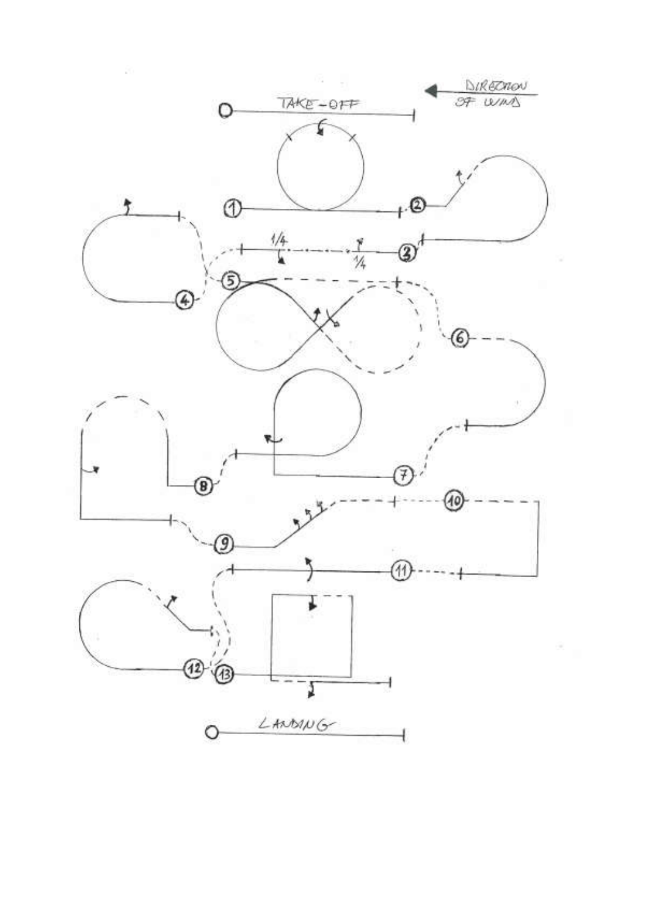TAKE-OFF

DIRECTION OF WIND

1/4

1/4

LANDING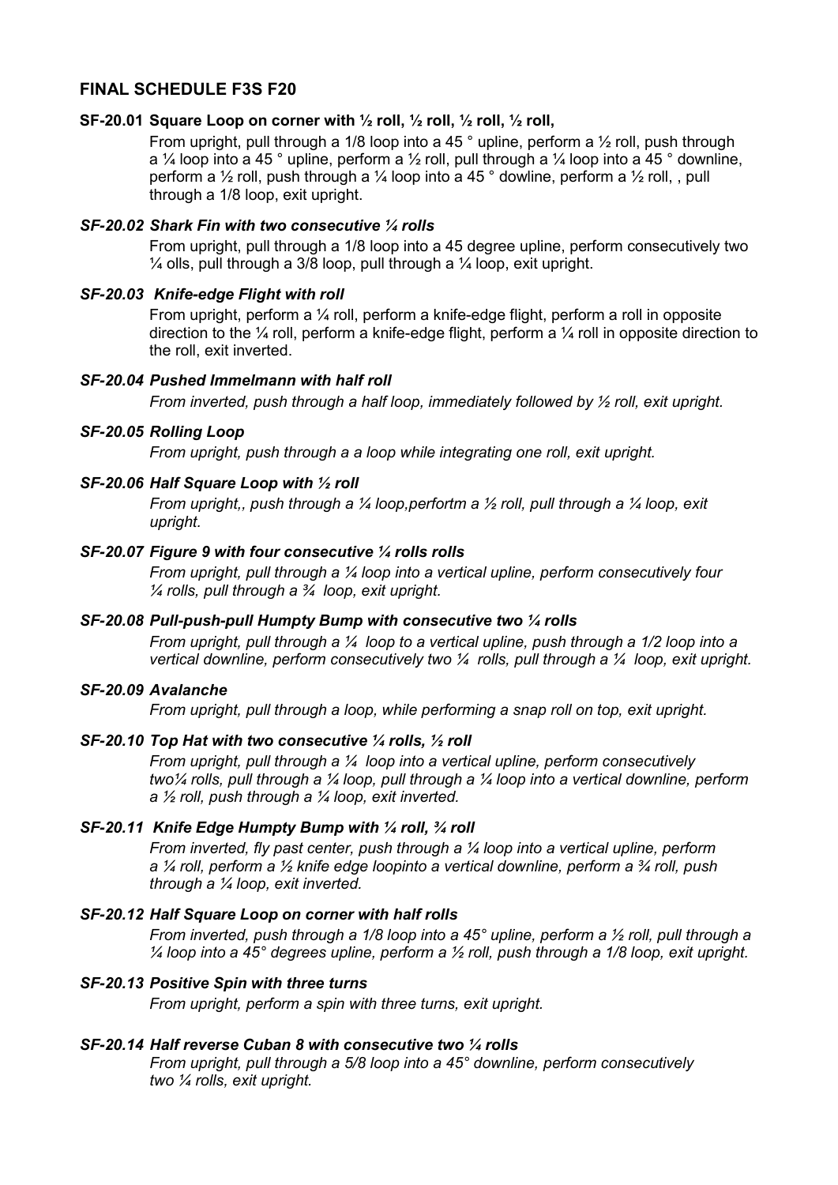## FINAL SCHEDULE F3S F20

**SF-20.01 Square Loop on corner with ½ roll, ½ roll, ½ roll, ½ roll,**

From upright, pull through a 1/8 loop into a 45 ° upline, perform a ½ roll, push through a ¼ loop into a 45 ° upline, perform a ½ roll, pull through a ¼ loop into a 45 ° downline, perform a ½ roll, push through a ¼ loop into a 45 ° dowline, perform a ½ roll, , pull through a 1/8 loop, exit upright.

***SF-20.02 Shark Fin with two consecutive ¼ rolls***

From upright, pull through a 1/8 loop into a 45 degree upline, perform consecutively two ¼ olls, pull through a 3/8 loop, pull through a ¼ loop, exit upright.

***SF-20.03 Knife-edge Flight with roll***

From upright, perform a ¼ roll, perform a knife-edge flight, perform a roll in opposite direction to the ¼ roll, perform a knife-edge flight, perform a ¼ roll in opposite direction to the roll, exit inverted.

***SF-20.04 Pushed Immelmann with half roll***

*From inverted, push through a half loop, immediately followed by ½ roll, exit upright.*

***SF-20.05 Rolling Loop***

*From upright, push through a a loop while integrating one roll, exit upright.*

***SF-20.06 Half Square Loop with ½ roll***

*From upright,, push through a ¼ loop,perfortm a ½ roll, pull through a ¼ loop, exit upright.*

***SF-20.07 Figure 9 with four consecutive ¼ rolls rolls***

*From upright, pull through a ¼ loop into a vertical upline, perform consecutively four ¼ rolls, pull through a ¾ loop, exit upright.*

***SF-20.08 Pull-push-pull Humpty Bump with consecutive two ¼ rolls***

*From upright, pull through a ¼ loop to a vertical upline, push through a 1/2 loop into a vertical downline, perform consecutively two ¼ rolls, pull through a ¼ loop, exit upright.*

***SF-20.09 Avalanche***

*From upright, pull through a loop, while performing a snap roll on top, exit upright.*

***SF-20.10 Top Hat with two consecutive ¼ rolls, ½ roll***

*From upright, pull through a ¼ loop into a vertical upline, perform consecutively two¼ rolls, pull through a ¼ loop, pull through a ¼ loop into a vertical downline, perform a ½ roll, push through a ¼ loop, exit inverted.*

***SF-20.11 Knife Edge Humpty Bump with ¼ roll, ¾ roll***

*From inverted, fly past center, push through a ¼ loop into a vertical upline, perform a ¼ roll, perform a ½ knife edge loopinto a vertical downline, perform a ¾ roll, push through a ¼ loop, exit inverted.*

***SF-20.12 Half Square Loop on corner with half rolls***

*From inverted, push through a 1/8 loop into a 45° upline, perform a ½ roll, pull through a ¼ loop into a 45° degrees upline, perform a ½ roll, push through a 1/8 loop, exit upright.*

***SF-20.13 Positive Spin with three turns***

*From upright, perform a spin with three turns, exit upright.*

***SF-20.14 Half reverse Cuban 8 with consecutive two ¼ rolls***

*From upright, pull through a 5/8 loop into a 45° downline, perform consecutively two ¼ rolls, exit upright.*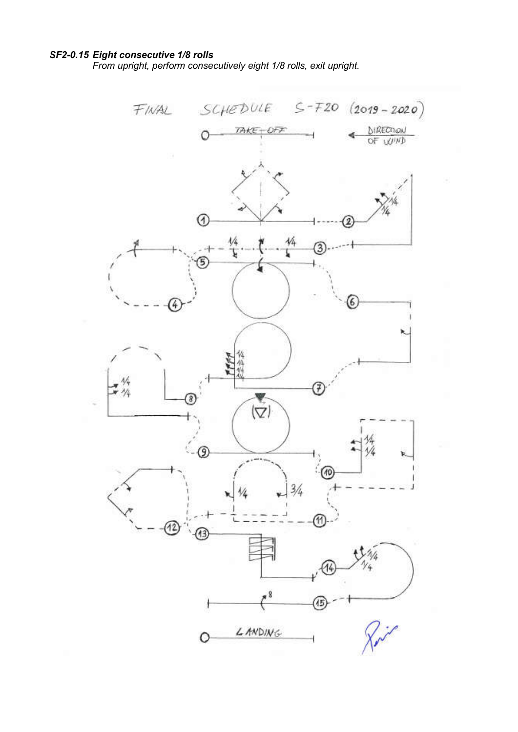***SF2-0.15 Eight consecutive 1/8 rolls***

*From upright, perform consecutively eight 1/8 rolls, exit upright.*

FINAL SCHEDULE S-F20 (2019 - 2020)

TAKE-OFF

DIRECTION OF WIND

LANDING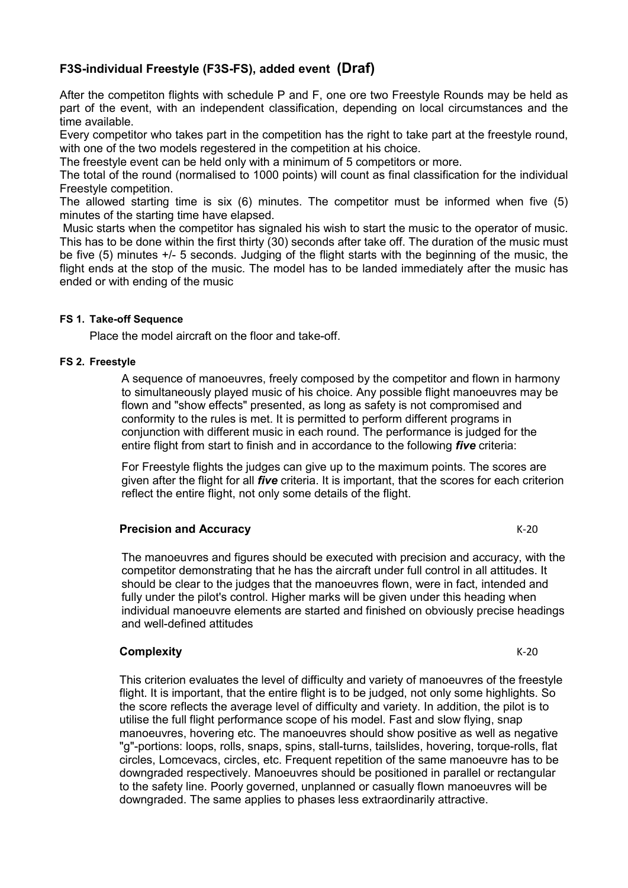## F3S-individual Freestyle (F3S-FS), added event **(Draf)**

After the competiton flights with schedule P and F, one ore two Freestyle Rounds may be held as part of the event, with an independent classification, depending on local circumstances and the time available.

Every competitor who takes part in the competition has the right to take part at the freestyle round, with one of the two models regestered in the competition at his choice.

The freestyle event can be held only with a minimum of 5 competitors or more.

The total of the round (normalised to 1000 points) will count as final classification for the individual Freestyle competition.

The allowed starting time is six (6) minutes. The competitor must be informed when five (5) minutes of the starting time have elapsed.

Music starts when the competitor has signaled his wish to start the music to the operator of music. This has to be done within the first thirty (30) seconds after take off. The duration of the music must be five (5) minutes +/- 5 seconds. Judging of the flight starts with the beginning of the music, the flight ends at the stop of the music. The model has to be landed immediately after the music has ended or with ending of the music

#### FS 1. Take-off Sequence

Place the model aircraft on the floor and take-off.

#### FS 2. Freestyle

A sequence of manoeuvres, freely composed by the competitor and flown in harmony to simultaneously played music of his choice. Any possible flight manoeuvres may be flown and "show effects" presented, as long as safety is not compromised and conformity to the rules is met. It is permitted to perform different programs in conjunction with different music in each round. The performance is judged for the entire flight from start to finish and in accordance to the following ***five*** criteria:

For Freestyle flights the judges can give up to the maximum points. The scores are given after the flight for all ***five*** criteria. It is important, that the scores for each criterion reflect the entire flight, not only some details of the flight.

**Precision and Accuracy** K-20

The manoeuvres and figures should be executed with precision and accuracy, with the competitor demonstrating that he has the aircraft under full control in all attitudes. It should be clear to the judges that the manoeuvres flown, were in fact, intended and fully under the pilot's control. Higher marks will be given under this heading when individual manoeuvre elements are started and finished on obviously precise headings and well-defined attitudes

**Complexity** K-20

This criterion evaluates the level of difficulty and variety of manoeuvres of the freestyle flight. It is important, that the entire flight is to be judged, not only some highlights. So the score reflects the average level of difficulty and variety. In addition, the pilot is to utilise the full flight performance scope of his model. Fast and slow flying, snap manoeuvres, hovering etc. The manoeuvres should show positive as well as negative "g"-portions: loops, rolls, snaps, spins, stall-turns, tailslides, hovering, torque-rolls, flat circles, Lomcevacs, circles, etc. Frequent repetition of the same manoeuvre has to be downgraded respectively. Manoeuvres should be positioned in parallel or rectangular to the safety line. Poorly governed, unplanned or casually flown manoeuvres will be downgraded. The same applies to phases less extraordinarily attractive.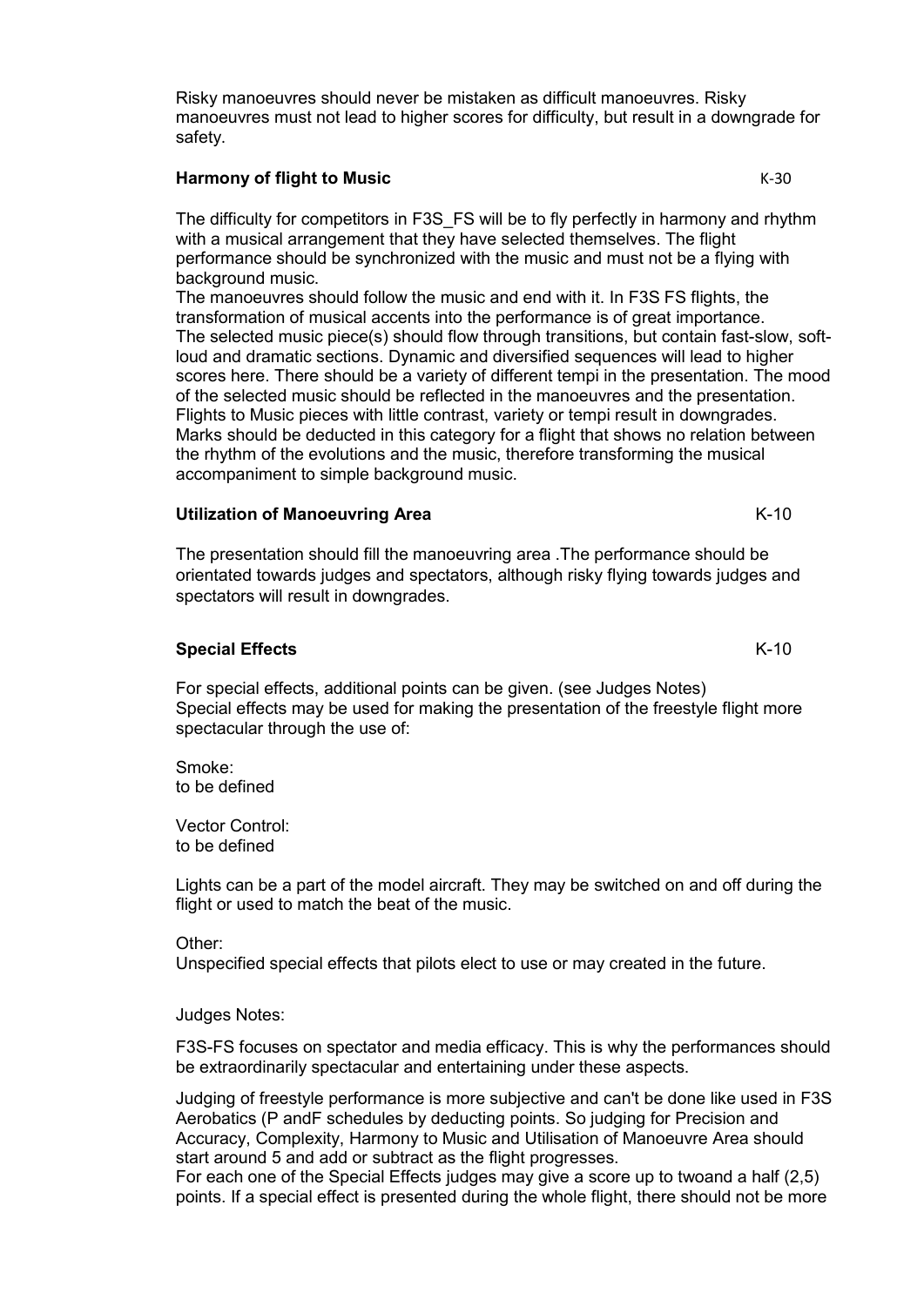Risky manoeuvres should never be mistaken as difficult manoeuvres. Risky manoeuvres must not lead to higher scores for difficulty, but result in a downgrade for safety.

**Harmony of flight to Music** K-30

The difficulty for competitors in F3S_FS will be to fly perfectly in harmony and rhythm with a musical arrangement that they have selected themselves. The flight performance should be synchronized with the music and must not be a flying with background music.
The manoeuvres should follow the music and end with it. In F3S FS flights, the transformation of musical accents into the performance is of great importance.
The selected music piece(s) should flow through transitions, but contain fast-slow, soft-loud and dramatic sections. Dynamic and diversified sequences will lead to higher scores here. There should be a variety of different tempi in the presentation. The mood of the selected music should be reflected in the manoeuvres and the presentation.
Flights to Music pieces with little contrast, variety or tempi result in downgrades.
Marks should be deducted in this category for a flight that shows no relation between the rhythm of the evolutions and the music, therefore transforming the musical accompaniment to simple background music.

**Utilization of Manoeuvring Area** K-10

The presentation should fill the manoeuvring area .The performance should be orientated towards judges and spectators, although risky flying towards judges and spectators will result in downgrades.

**Special Effects** K-10

For special effects, additional points can be given. (see Judges Notes)
Special effects may be used for making the presentation of the freestyle flight more spectacular through the use of:

Smoke:
to be defined

Vector Control:
to be defined

Lights can be a part of the model aircraft. They may be switched on and off during the flight or used to match the beat of the music.

Other:
Unspecified special effects that pilots elect to use or may created in the future.

Judges Notes:

F3S-FS focuses on spectator and media efficacy. This is why the performances should be extraordinarily spectacular and entertaining under these aspects.

Judging of freestyle performance is more subjective and can't be done like used in F3S Aerobatics (P andF schedules by deducting points. So judging for Precision and Accuracy, Complexity, Harmony to Music and Utilisation of Manoeuvre Area should start around 5 and add or subtract as the flight progresses.
For each one of the Special Effects judges may give a score up to twoand a half (2,5) points. If a special effect is presented during the whole flight, there should not be more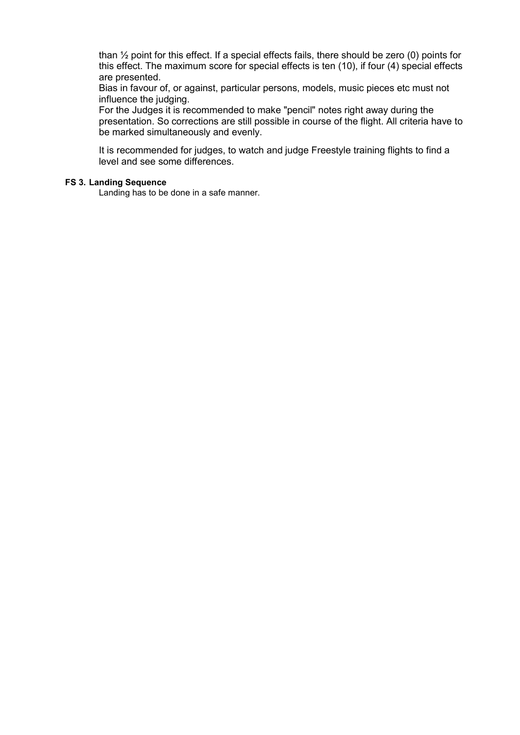than ½ point for this effect. If a special effects fails, there should be zero (0) points for this effect. The maximum score for special effects is ten (10), if four (4) special effects are presented.
Bias in favour of, or against, particular persons, models, music pieces etc must not influence the judging.
For the Judges it is recommended to make "pencil" notes right away during the presentation. So corrections are still possible in course of the flight. All criteria have to be marked simultaneously and evenly.

It is recommended for judges, to watch and judge Freestyle training flights to find a level and see some differences.

**FS 3. Landing Sequence**

Landing has to be done in a safe manner.